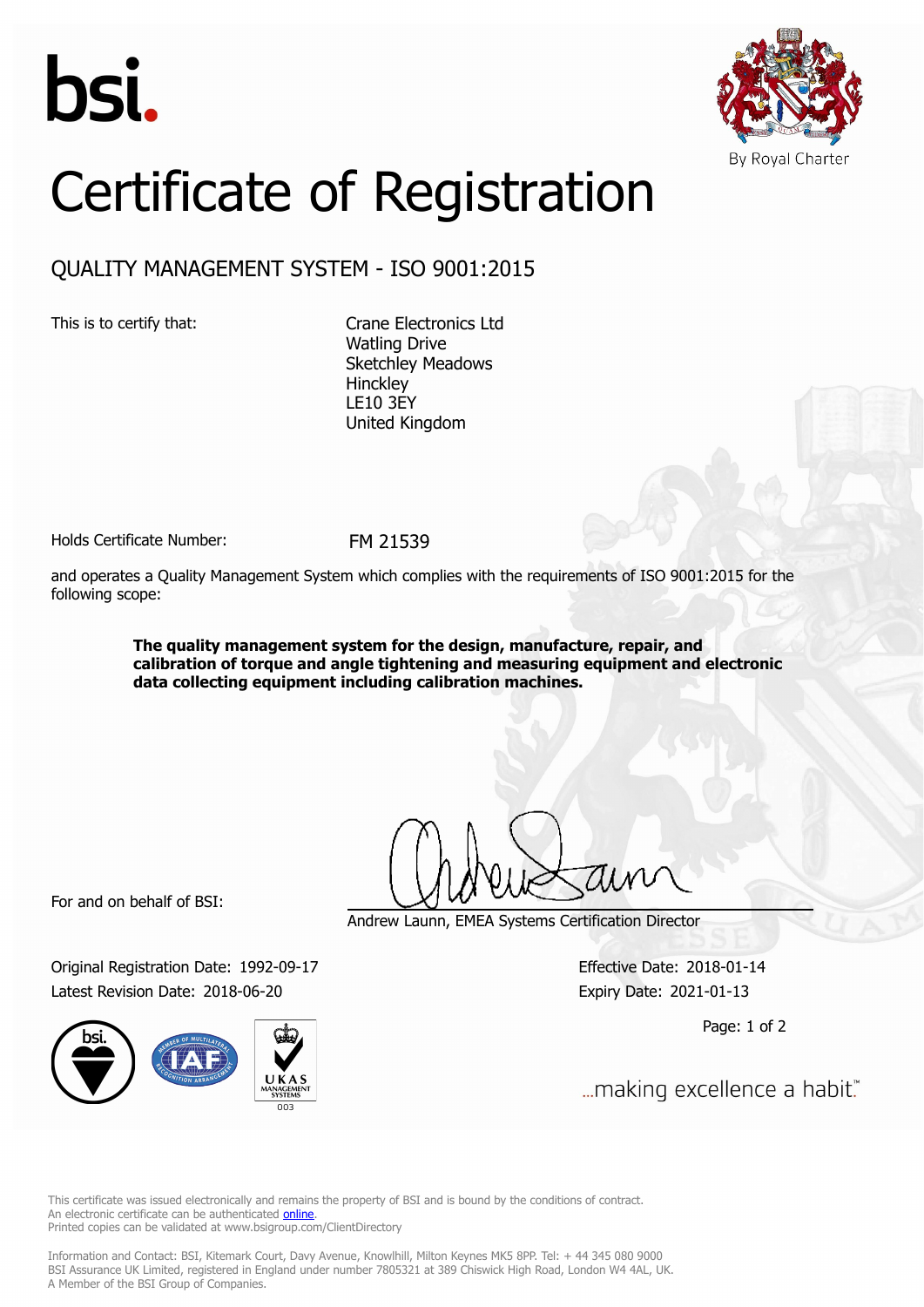bsi.

By Royal Charter

# Certificate of Registration

## QUALITY MANAGEMENT SYSTEM - ISO 9001:2015

This is to certify that:

Crane Electronics Ltd
Watling Drive
Sketchley Meadows
Hinckley
LE10 3EY
United Kingdom

Holds Certificate Number: FM 21539

and operates a Quality Management System which complies with the requirements of ISO 9001:2015 for the following scope:

**The quality management system for the design, manufacture, repair, and calibration of torque and angle tightening and measuring equipment and electronic data collecting equipment including calibration machines.**

For and on behalf of BSI:

Andrew Launn, EMEA Systems Certification Director

Original Registration Date: 1992-09-17
Latest Revision Date: 2018-06-20

Effective Date: 2018-01-14
Expiry Date: 2021-01-13

...making excellence a habit.™

This certificate was issued electronically and remains the property of BSI and is bound by the conditions of contract.
An electronic certificate can be authenticated online.
Printed copies can be validated at www.bsigroup.com/ClientDirectory

Information and Contact: BSI, Kitemark Court, Davy Avenue, Knowlhill, Milton Keynes MK5 8PP. Tel: + 44 345 080 9000
BSI Assurance UK Limited, registered in England under number 7805321 at 389 Chiswick High Road, London W4 4AL, UK.
A Member of the BSI Group of Companies.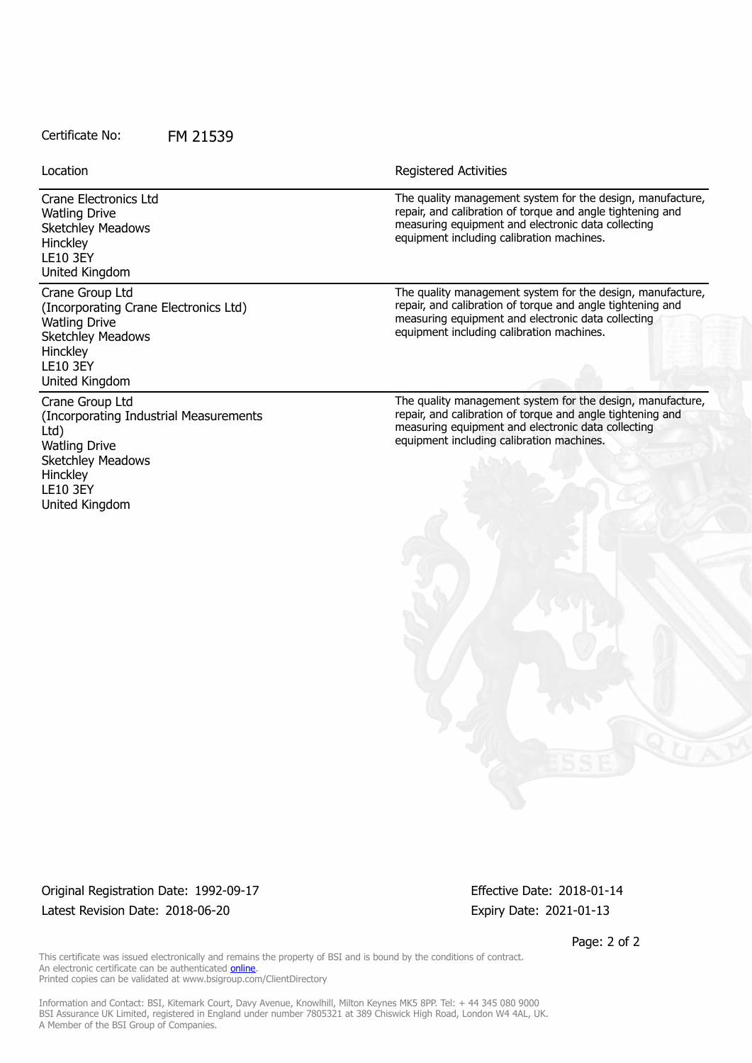Certificate No: FM 21539

| Location | Registered Activities |
|---|---|
| Crane Electronics Ltd<br>Watling Drive<br>Sketchley Meadows<br>Hinckley<br>LE10 3EY<br>United Kingdom | The quality management system for the design, manufacture, repair, and calibration of torque and angle tightening and measuring equipment and electronic data collecting equipment including calibration machines. |
| Crane Group Ltd<br>(Incorporating Crane Electronics Ltd)<br>Watling Drive<br>Sketchley Meadows<br>Hinckley<br>LE10 3EY<br>United Kingdom | The quality management system for the design, manufacture, repair, and calibration of torque and angle tightening and measuring equipment and electronic data collecting equipment including calibration machines. |
| Crane Group Ltd<br>(Incorporating Industrial Measurements Ltd)<br>Watling Drive<br>Sketchley Meadows<br>Hinckley<br>LE10 3EY<br>United Kingdom | The quality management system for the design, manufacture, repair, and calibration of torque and angle tightening and measuring equipment and electronic data collecting equipment including calibration machines. |

Original Registration Date: 1992-09-17

Latest Revision Date: 2018-06-20

Effective Date: 2018-01-14

Expiry Date: 2021-01-13

This certificate was issued electronically and remains the property of BSI and is bound by the conditions of contract.
An electronic certificate can be authenticated online.
Printed copies can be validated at www.bsigroup.com/ClientDirectory

Information and Contact: BSI, Kitemark Court, Davy Avenue, Knowlhill, Milton Keynes MK5 8PP. Tel: + 44 345 080 9000
BSI Assurance UK Limited, registered in England under number 7805321 at 389 Chiswick High Road, London W4 4AL, UK.
A Member of the BSI Group of Companies.